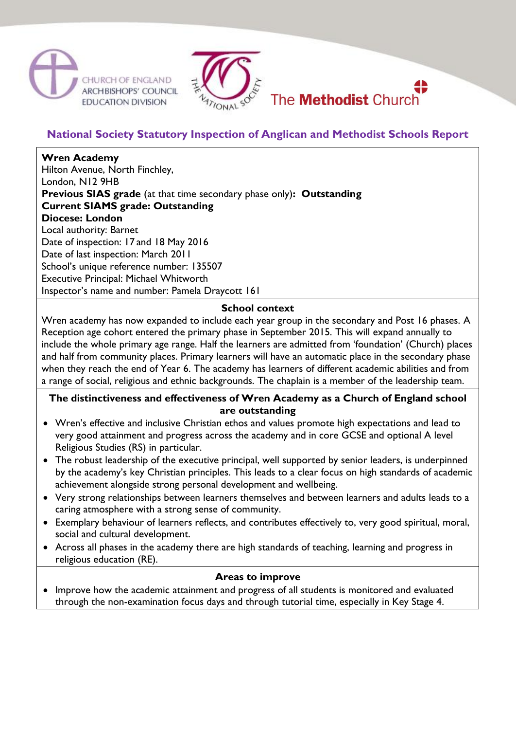CHURCH OF ENGLAND ARCHBISHOPS' COUNCIL EDUCATION DIVISION

THE NATIONAL SOCIETY

The **Methodist** Church

## National Society Statutory Inspection of Anglican and Methodist Schools Report

**Wren Academy**
Hilton Avenue, North Finchley,
London, N12 9HB
**Previous SIAS grade** (at that time secondary phase only)**: Outstanding**
**Current SIAMS grade: Outstanding**
**Diocese: London**
Local authority: Barnet
Date of inspection: 17 and 18 May 2016
Date of last inspection: March 2011
School's unique reference number: 135507
Executive Principal: Michael Whitworth
Inspector's name and number: Pamela Draycott 161

### School context

Wren academy has now expanded to include each year group in the secondary and Post 16 phases. A Reception age cohort entered the primary phase in September 2015. This will expand annually to include the whole primary age range. Half the learners are admitted from 'foundation' (Church) places and half from community places. Primary learners will have an automatic place in the secondary phase when they reach the end of Year 6. The academy has learners of different academic abilities and from a range of social, religious and ethnic backgrounds. The chaplain is a member of the leadership team.

### The distinctiveness and effectiveness of Wren Academy as a Church of England school are outstanding

- Wren's effective and inclusive Christian ethos and values promote high expectations and lead to very good attainment and progress across the academy and in core GCSE and optional A level Religious Studies (RS) in particular.
- The robust leadership of the executive principal, well supported by senior leaders, is underpinned by the academy's key Christian principles. This leads to a clear focus on high standards of academic achievement alongside strong personal development and wellbeing.
- Very strong relationships between learners themselves and between learners and adults leads to a caring atmosphere with a strong sense of community.
- Exemplary behaviour of learners reflects, and contributes effectively to, very good spiritual, moral, social and cultural development.
- Across all phases in the academy there are high standards of teaching, learning and progress in religious education (RE).

### Areas to improve

- Improve how the academic attainment and progress of all students is monitored and evaluated through the non-examination focus days and through tutorial time, especially in Key Stage 4.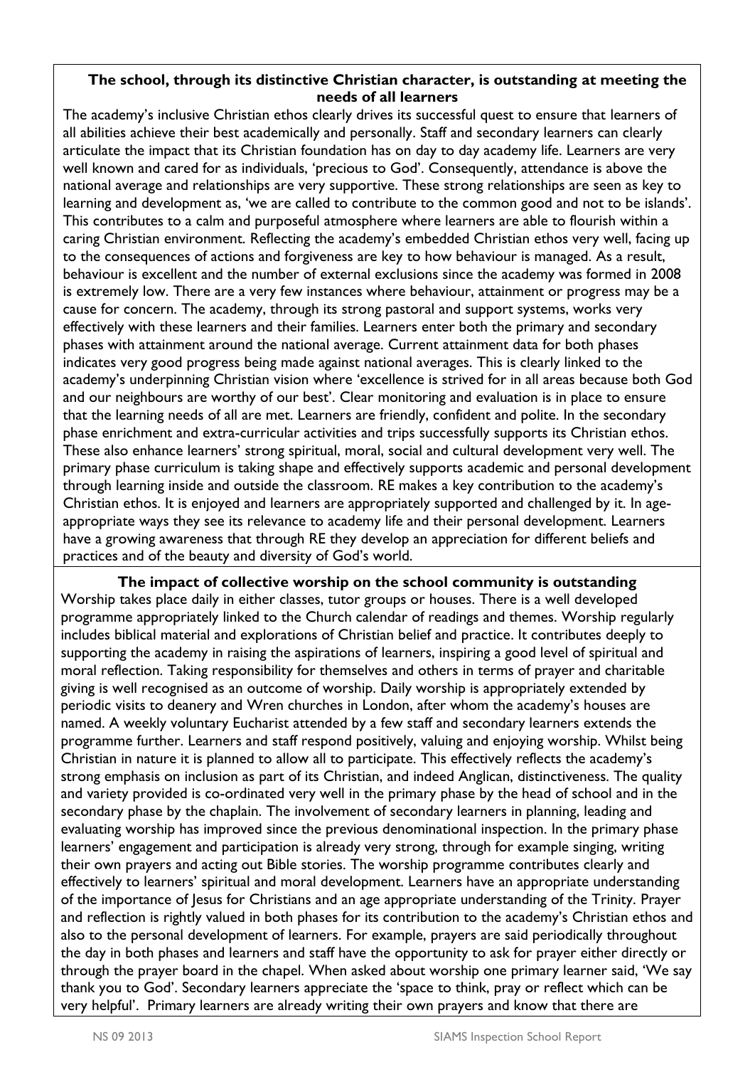**The school, through its distinctive Christian character, is outstanding at meeting the needs of all learners**

The academy's inclusive Christian ethos clearly drives its successful quest to ensure that learners of all abilities achieve their best academically and personally. Staff and secondary learners can clearly articulate the impact that its Christian foundation has on day to day academy life. Learners are very well known and cared for as individuals, 'precious to God'. Consequently, attendance is above the national average and relationships are very supportive. These strong relationships are seen as key to learning and development as, 'we are called to contribute to the common good and not to be islands'. This contributes to a calm and purposeful atmosphere where learners are able to flourish within a caring Christian environment. Reflecting the academy's embedded Christian ethos very well, facing up to the consequences of actions and forgiveness are key to how behaviour is managed. As a result, behaviour is excellent and the number of external exclusions since the academy was formed in 2008 is extremely low. There are a very few instances where behaviour, attainment or progress may be a cause for concern. The academy, through its strong pastoral and support systems, works very effectively with these learners and their families. Learners enter both the primary and secondary phases with attainment around the national average. Current attainment data for both phases indicates very good progress being made against national averages. This is clearly linked to the academy's underpinning Christian vision where 'excellence is strived for in all areas because both God and our neighbours are worthy of our best'. Clear monitoring and evaluation is in place to ensure that the learning needs of all are met. Learners are friendly, confident and polite. In the secondary phase enrichment and extra-curricular activities and trips successfully supports its Christian ethos. These also enhance learners' strong spiritual, moral, social and cultural development very well. The primary phase curriculum is taking shape and effectively supports academic and personal development through learning inside and outside the classroom. RE makes a key contribution to the academy's Christian ethos. It is enjoyed and learners are appropriately supported and challenged by it. In age-appropriate ways they see its relevance to academy life and their personal development. Learners have a growing awareness that through RE they develop an appreciation for different beliefs and practices and of the beauty and diversity of God's world.

**The impact of collective worship on the school community is outstanding**

Worship takes place daily in either classes, tutor groups or houses. There is a well developed programme appropriately linked to the Church calendar of readings and themes. Worship regularly includes biblical material and explorations of Christian belief and practice. It contributes deeply to supporting the academy in raising the aspirations of learners, inspiring a good level of spiritual and moral reflection. Taking responsibility for themselves and others in terms of prayer and charitable giving is well recognised as an outcome of worship. Daily worship is appropriately extended by periodic visits to deanery and Wren churches in London, after whom the academy's houses are named. A weekly voluntary Eucharist attended by a few staff and secondary learners extends the programme further. Learners and staff respond positively, valuing and enjoying worship. Whilst being Christian in nature it is planned to allow all to participate. This effectively reflects the academy's strong emphasis on inclusion as part of its Christian, and indeed Anglican, distinctiveness. The quality and variety provided is co-ordinated very well in the primary phase by the head of school and in the secondary phase by the chaplain. The involvement of secondary learners in planning, leading and evaluating worship has improved since the previous denominational inspection. In the primary phase learners' engagement and participation is already very strong, through for example singing, writing their own prayers and acting out Bible stories. The worship programme contributes clearly and effectively to learners' spiritual and moral development. Learners have an appropriate understanding of the importance of Jesus for Christians and an age appropriate understanding of the Trinity. Prayer and reflection is rightly valued in both phases for its contribution to the academy's Christian ethos and also to the personal development of learners. For example, prayers are said periodically throughout the day in both phases and learners and staff have the opportunity to ask for prayer either directly or through the prayer board in the chapel. When asked about worship one primary learner said, 'We say thank you to God'. Secondary learners appreciate the 'space to think, pray or reflect which can be very helpful'. Primary learners are already writing their own prayers and know that there are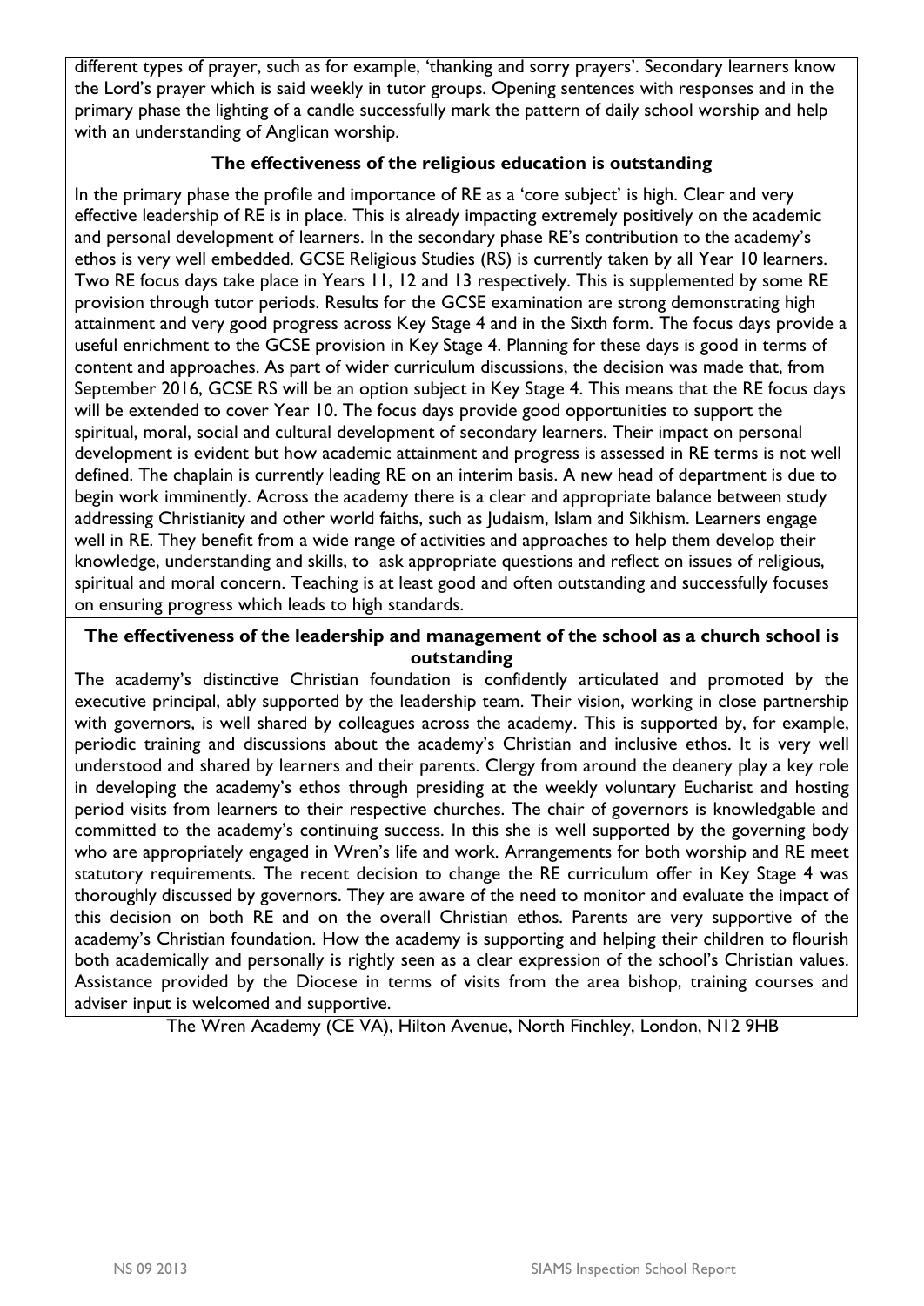different types of prayer, such as for example, 'thanking and sorry prayers'. Secondary learners know the Lord's prayer which is said weekly in tutor groups. Opening sentences with responses and in the primary phase the lighting of a candle successfully mark the pattern of daily school worship and help with an understanding of Anglican worship.

**The effectiveness of the religious education is outstanding**

In the primary phase the profile and importance of RE as a 'core subject' is high. Clear and very effective leadership of RE is in place. This is already impacting extremely positively on the academic and personal development of learners. In the secondary phase RE's contribution to the academy's ethos is very well embedded. GCSE Religious Studies (RS) is currently taken by all Year 10 learners. Two RE focus days take place in Years 11, 12 and 13 respectively. This is supplemented by some RE provision through tutor periods. Results for the GCSE examination are strong demonstrating high attainment and very good progress across Key Stage 4 and in the Sixth form. The focus days provide a useful enrichment to the GCSE provision in Key Stage 4. Planning for these days is good in terms of content and approaches. As part of wider curriculum discussions, the decision was made that, from September 2016, GCSE RS will be an option subject in Key Stage 4. This means that the RE focus days will be extended to cover Year 10. The focus days provide good opportunities to support the spiritual, moral, social and cultural development of secondary learners. Their impact on personal development is evident but how academic attainment and progress is assessed in RE terms is not well defined. The chaplain is currently leading RE on an interim basis. A new head of department is due to begin work imminently. Across the academy there is a clear and appropriate balance between study addressing Christianity and other world faiths, such as Judaism, Islam and Sikhism. Learners engage well in RE. They benefit from a wide range of activities and approaches to help them develop their knowledge, understanding and skills, to ask appropriate questions and reflect on issues of religious, spiritual and moral concern. Teaching is at least good and often outstanding and successfully focuses on ensuring progress which leads to high standards.

**The effectiveness of the leadership and management of the school as a church school is outstanding**

The academy's distinctive Christian foundation is confidently articulated and promoted by the executive principal, ably supported by the leadership team. Their vision, working in close partnership with governors, is well shared by colleagues across the academy. This is supported by, for example, periodic training and discussions about the academy's Christian and inclusive ethos. It is very well understood and shared by learners and their parents. Clergy from around the deanery play a key role in developing the academy's ethos through presiding at the weekly voluntary Eucharist and hosting period visits from learners to their respective churches. The chair of governors is knowledgable and committed to the academy's continuing success. In this she is well supported by the governing body who are appropriately engaged in Wren's life and work. Arrangements for both worship and RE meet statutory requirements. The recent decision to change the RE curriculum offer in Key Stage 4 was thoroughly discussed by governors. They are aware of the need to monitor and evaluate the impact of this decision on both RE and on the overall Christian ethos. Parents are very supportive of the academy's Christian foundation. How the academy is supporting and helping their children to flourish both academically and personally is rightly seen as a clear expression of the school's Christian values. Assistance provided by the Diocese in terms of visits from the area bishop, training courses and adviser input is welcomed and supportive.

The Wren Academy (CE VA), Hilton Avenue, North Finchley, London, N12 9HB